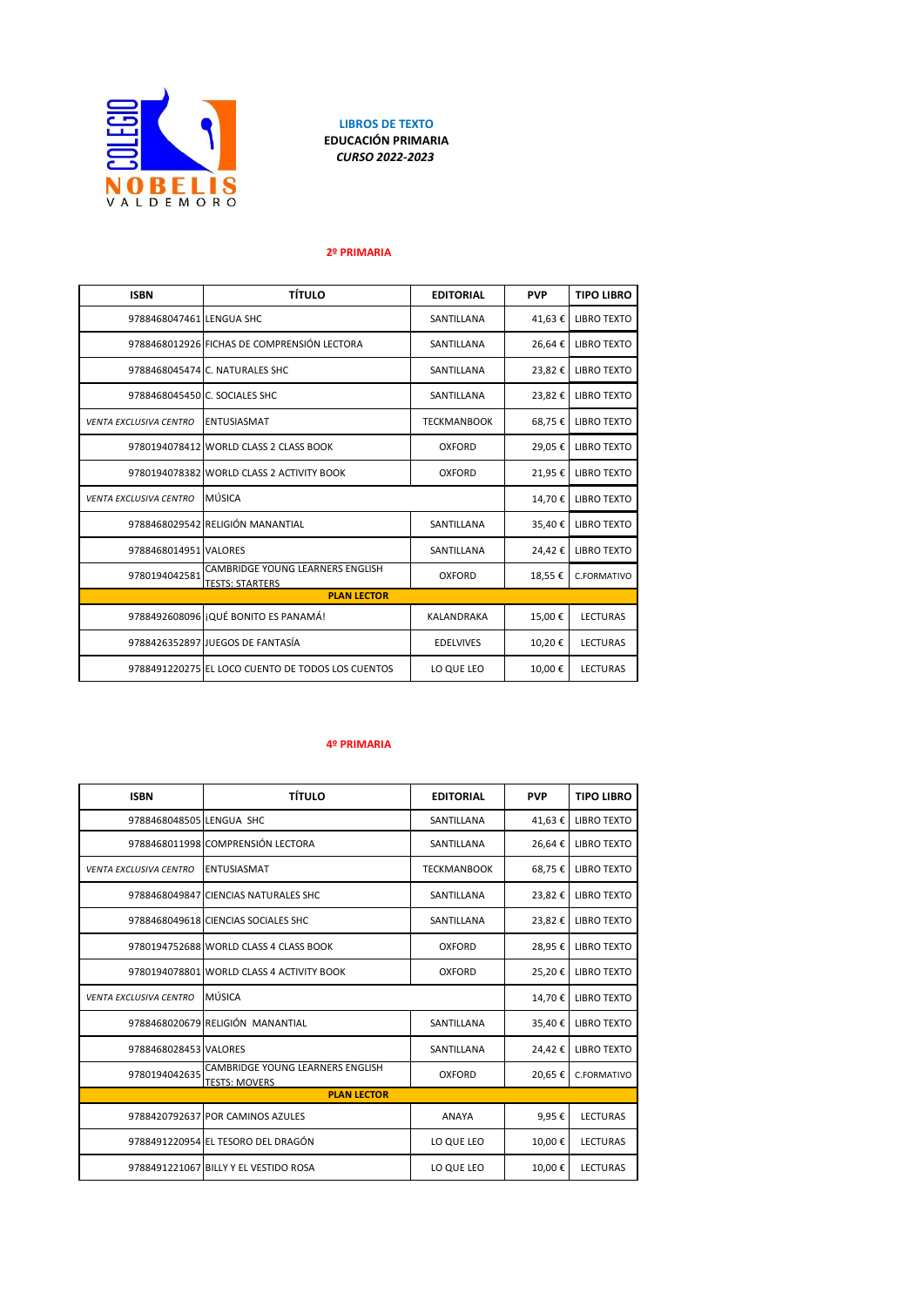**LIBROS DE TEXTO**
**EDUCACIÓN PRIMARIA**
***CURSO 2022-2023***

## 2º PRIMARIA

| ISBN | TÍTULO | EDITORIAL | PVP | TIPO LIBRO |
|---|---|---|---|---|
| 9788468047461 | LENGUA SHC | SANTILLANA | 41,63 € | LIBRO TEXTO |
| 9788468012926 | FICHAS DE COMPRENSIÓN LECTORA | SANTILLANA | 26,64 € | LIBRO TEXTO |
| 9788468045474 | C. NATURALES SHC | SANTILLANA | 23,82 € | LIBRO TEXTO |
| 9788468045450 | C. SOCIALES SHC | SANTILLANA | 23,82 € | LIBRO TEXTO |
| *VENTA EXCLUSIVA CENTRO* | ENTUSIASMAT | TECKMANBOOK | 68,75 € | LIBRO TEXTO |
| 9780194078412 | WORLD CLASS 2 CLASS BOOK | OXFORD | 29,05 € | LIBRO TEXTO |
| 9780194078382 | WORLD CLASS 2 ACTIVITY BOOK | OXFORD | 21,95 € | LIBRO TEXTO |
| *VENTA EXCLUSIVA CENTRO* | MÚSICA | | 14,70 € | LIBRO TEXTO |
| 9788468029542 | RELIGIÓN MANANTIAL | SANTILLANA | 35,40 € | LIBRO TEXTO |
| 9788468014951 | VALORES | SANTILLANA | 24,42 € | LIBRO TEXTO |
| 9780194042581 | CAMBRIDGE YOUNG LEARNERS ENGLISH TESTS: STARTERS | OXFORD | 18,55 € | C.FORMATIVO |
| **PLAN LECTOR** | | | | |
| 9788492608096 | ¡QUÉ BONITO ES PANAMÁ! | KALANDRAKA | 15,00 € | LECTURAS |
| 9788426352897 | JUEGOS DE FANTASÍA | EDELVIVES | 10,20 € | LECTURAS |
| 9788491220275 | EL LOCO CUENTO DE TODOS LOS CUENTOS | LO QUE LEO | 10,00 € | LECTURAS |

## 4º PRIMARIA

| ISBN | TÍTULO | EDITORIAL | PVP | TIPO LIBRO |
|---|---|---|---|---|
| 9788468048505 | LENGUA SHC | SANTILLANA | 41,63 € | LIBRO TEXTO |
| 9788468011998 | COMPRENSIÓN LECTORA | SANTILLANA | 26,64 € | LIBRO TEXTO |
| *VENTA EXCLUSIVA CENTRO* | ENTUSIASMAT | TECKMANBOOK | 68,75 € | LIBRO TEXTO |
| 9788468049847 | CIENCIAS NATURALES SHC | SANTILLANA | 23,82 € | LIBRO TEXTO |
| 9788468049618 | CIENCIAS SOCIALES SHC | SANTILLANA | 23,82 € | LIBRO TEXTO |
| 9780194752688 | WORLD CLASS 4 CLASS BOOK | OXFORD | 28,95 € | LIBRO TEXTO |
| 9780194078801 | WORLD CLASS 4 ACTIVITY BOOK | OXFORD | 25,20 € | LIBRO TEXTO |
| *VENTA EXCLUSIVA CENTRO* | MÚSICA | | 14,70 € | LIBRO TEXTO |
| 9788468020679 | RELIGIÓN MANANTIAL | SANTILLANA | 35,40 € | LIBRO TEXTO |
| 9788468028453 | VALORES | SANTILLANA | 24,42 € | LIBRO TEXTO |
| 9780194042635 | CAMBRIDGE YOUNG LEARNERS ENGLISH TESTS: MOVERS | OXFORD | 20,65 € | C.FORMATIVO |
| **PLAN LECTOR** | | | | |
| 9788420792637 | POR CAMINOS AZULES | ANAYA | 9,95 € | LECTURAS |
| 9788491220954 | EL TESORO DEL DRAGÓN | LO QUE LEO | 10,00 € | LECTURAS |
| 9788491221067 | BILLY Y EL VESTIDO ROSA | LO QUE LEO | 10,00 € | LECTURAS |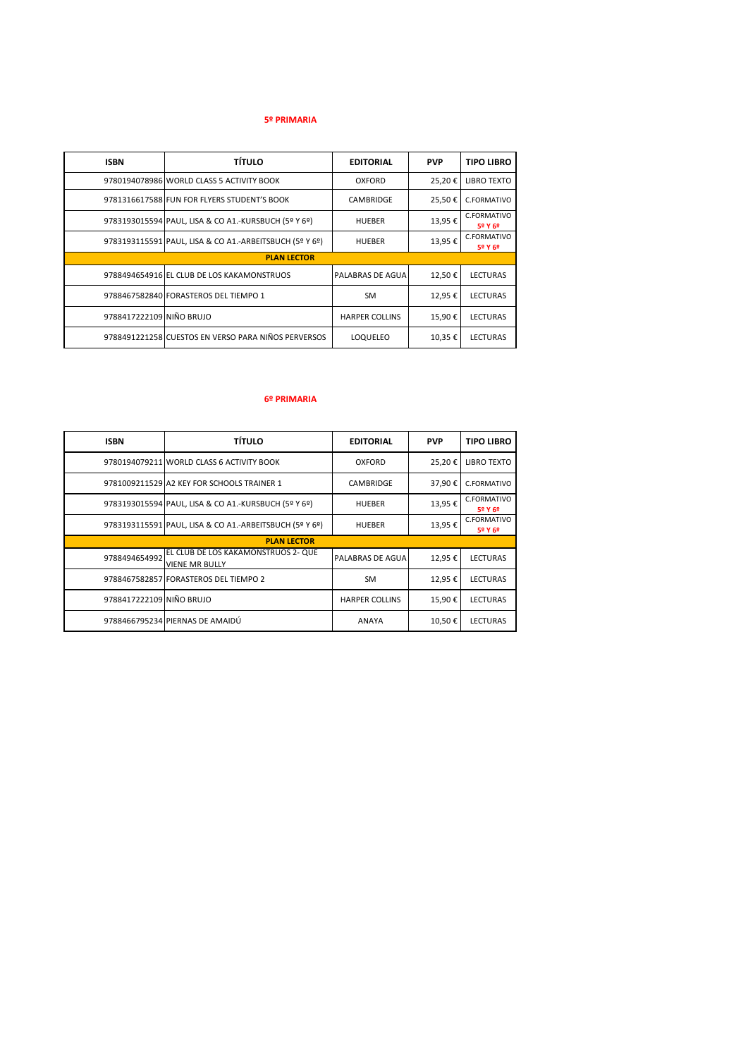## 5º PRIMARIA

| ISBN | TÍTULO | EDITORIAL | PVP | TIPO LIBRO |
|---|---|---|---|---|
| 9780194078986 | WORLD CLASS 5 ACTIVITY BOOK | OXFORD | 25,20 € | LIBRO TEXTO |
| 9781316617588 | FUN FOR FLYERS STUDENT'S BOOK | CAMBRIDGE | 25,50 € | C.FORMATIVO |
| 9783193015594 | PAUL, LISA & CO A1.-KURSBUCH (5º Y 6º) | HUEBER | 13,95 € | C.FORMATIVO 5º Y 6º |
| 9783193115591 | PAUL, LISA & CO A1.-ARBEITSBUCH (5º Y 6º) | HUEBER | 13,95 € | C.FORMATIVO 5º Y 6º |
| **PLAN LECTOR** | | | | |
| 9788494654916 | EL CLUB DE LOS KAKAMONSTRUOS | PALABRAS DE AGUA | 12,50 € | LECTURAS |
| 9788467582840 | FORASTEROS DEL TIEMPO 1 | SM | 12,95 € | LECTURAS |
| 9788417222109 | NIÑO BRUJO | HARPER COLLINS | 15,90 € | LECTURAS |
| 9788491221258 | CUESTOS EN VERSO PARA NIÑOS PERVERSOS | LOQUELEO | 10,35 € | LECTURAS |

## 6º PRIMARIA

| ISBN | TÍTULO | EDITORIAL | PVP | TIPO LIBRO |
|---|---|---|---|---|
| 9780194079211 | WORLD CLASS 6 ACTIVITY BOOK | OXFORD | 25,20 € | LIBRO TEXTO |
| 9781009211529 | A2 KEY FOR SCHOOLS TRAINER 1 | CAMBRIDGE | 37,90 € | C.FORMATIVO |
| 9783193015594 | PAUL, LISA & CO A1.-KURSBUCH (5º Y 6º) | HUEBER | 13,95 € | C.FORMATIVO 5º Y 6º |
| 9783193115591 | PAUL, LISA & CO A1.-ARBEITSBUCH (5º Y 6º) | HUEBER | 13,95 € | C.FORMATIVO 5º Y 6º |
| **PLAN LECTOR** | | | | |
| 9788494654992 | EL CLUB DE LOS KAKAMONSTRUOS 2- QUE VIENE MR BULLY | PALABRAS DE AGUA | 12,95 € | LECTURAS |
| 9788467582857 | FORASTEROS DEL TIEMPO 2 | SM | 12,95 € | LECTURAS |
| 9788417222109 | NIÑO BRUJO | HARPER COLLINS | 15,90 € | LECTURAS |
| 9788466795234 | PIERNAS DE AMAIDÚ | ANAYA | 10,50 € | LECTURAS |